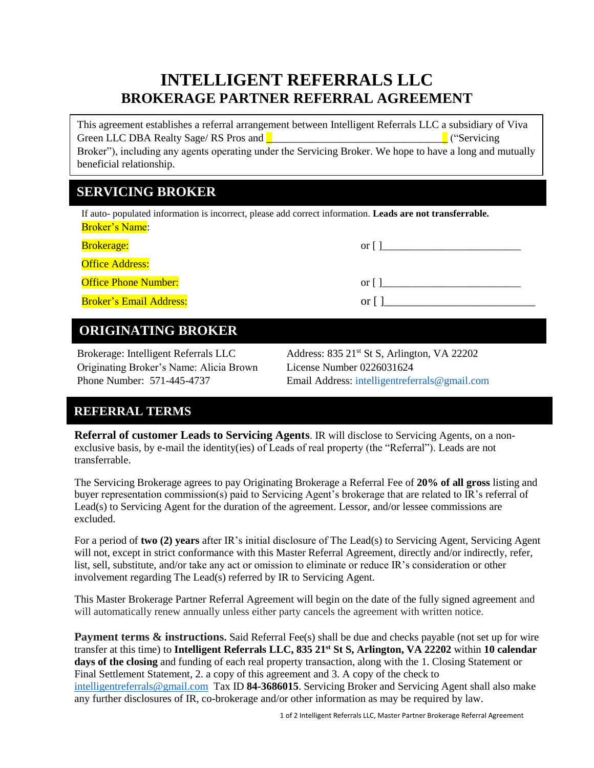# INTELLIGENT REFERRALS LLC
## BROKERAGE PARTNER REFERRAL AGREEMENT

This agreement establishes a referral arrangement between Intelligent Referrals LLC a subsidiary of Viva Green LLC DBA Realty Sage/ RS Pros and ________________________________ ("Servicing Broker"), including any agents operating under the Servicing Broker. We hope to have a long and mutually beneficial relationship.

## SERVICING BROKER

If auto- populated information is incorrect, please add correct information. **Leads are not transferrable.**

Broker's Name:

Brokerage: or [ ]_________________________

Office Address:

Office Phone Number: or [ ]_________________________

Broker's Email Address: or [ ]___________________________

## ORIGINATING BROKER

Brokerage: Intelligent Referrals LLC
Originating Broker's Name: Alicia Brown
Phone Number: 571-445-4737

Address: 835 21st St S, Arlington, VA 22202
License Number 0226031624
Email Address: intelligentreferrals@gmail.com

## REFERRAL TERMS

**Referral of customer Leads to Servicing Agents**. IR will disclose to Servicing Agents, on a non-exclusive basis, by e-mail the identity(ies) of Leads of real property (the "Referral"). Leads are not transferrable.

The Servicing Brokerage agrees to pay Originating Brokerage a Referral Fee of **20% of all gross** listing and buyer representation commission(s) paid to Servicing Agent's brokerage that are related to IR's referral of Lead(s) to Servicing Agent for the duration of the agreement. Lessor, and/or lessee commissions are excluded.

For a period of **two (2) years** after IR's initial disclosure of The Lead(s) to Servicing Agent, Servicing Agent will not, except in strict conformance with this Master Referral Agreement, directly and/or indirectly, refer, list, sell, substitute, and/or take any act or omission to eliminate or reduce IR's consideration or other involvement regarding The Lead(s) referred by IR to Servicing Agent.

This Master Brokerage Partner Referral Agreement will begin on the date of the fully signed agreement and will automatically renew annually unless either party cancels the agreement with written notice.

**Payment terms & instructions.** Said Referral Fee(s) shall be due and checks payable (not set up for wire transfer at this time) to **Intelligent Referrals LLC, 835 21st St S, Arlington, VA 22202** within **10 calendar days of the closing** and funding of each real property transaction, along with the 1. Closing Statement or Final Settlement Statement, 2. a copy of this agreement and 3. A copy of the check to intelligentreferrals@gmail.com Tax ID **84-3686015**. Servicing Broker and Servicing Agent shall also make any further disclosures of IR, co-brokerage and/or other information as may be required by law.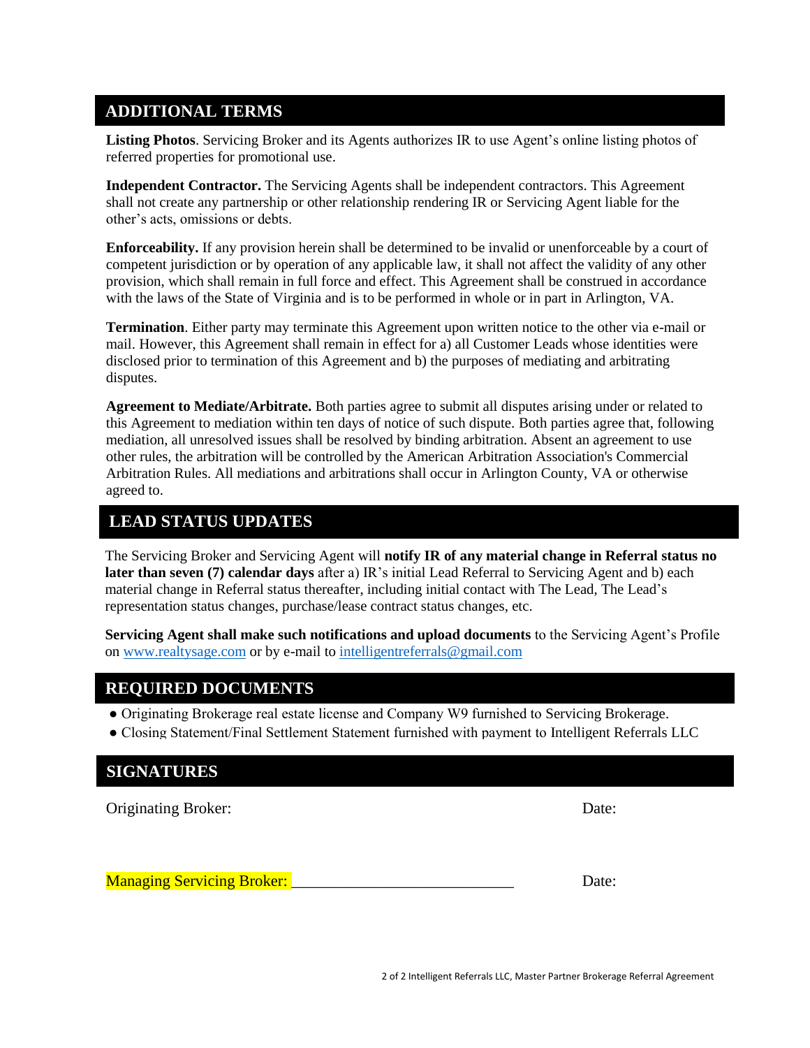## ADDITIONAL TERMS

**Listing Photos**. Servicing Broker and its Agents authorizes IR to use Agent's online listing photos of referred properties for promotional use.

**Independent Contractor.** The Servicing Agents shall be independent contractors. This Agreement shall not create any partnership or other relationship rendering IR or Servicing Agent liable for the other's acts, omissions or debts.

**Enforceability.** If any provision herein shall be determined to be invalid or unenforceable by a court of competent jurisdiction or by operation of any applicable law, it shall not affect the validity of any other provision, which shall remain in full force and effect. This Agreement shall be construed in accordance with the laws of the State of Virginia and is to be performed in whole or in part in Arlington, VA.

**Termination**. Either party may terminate this Agreement upon written notice to the other via e-mail or mail. However, this Agreement shall remain in effect for a) all Customer Leads whose identities were disclosed prior to termination of this Agreement and b) the purposes of mediating and arbitrating disputes.

**Agreement to Mediate/Arbitrate.** Both parties agree to submit all disputes arising under or related to this Agreement to mediation within ten days of notice of such dispute. Both parties agree that, following mediation, all unresolved issues shall be resolved by binding arbitration. Absent an agreement to use other rules, the arbitration will be controlled by the American Arbitration Association's Commercial Arbitration Rules. All mediations and arbitrations shall occur in Arlington County, VA or otherwise agreed to.

## LEAD STATUS UPDATES

The Servicing Broker and Servicing Agent will **notify IR of any material change in Referral status no later than seven (7) calendar days** after a) IR's initial Lead Referral to Servicing Agent and b) each material change in Referral status thereafter, including initial contact with The Lead, The Lead's representation status changes, purchase/lease contract status changes, etc.

**Servicing Agent shall make such notifications and upload documents** to the Servicing Agent's Profile on [www.realtysage.com](http://www.realtysage.com) or by e-mail to [intelligentreferrals@gmail.com](mailto:intelligentreferrals@gmail.com)

## REQUIRED DOCUMENTS

- Originating Brokerage real estate license and Company W9 furnished to Servicing Brokerage.
- Closing Statement/Final Settlement Statement furnished with payment to Intelligent Referrals LLC

## SIGNATURES

Originating Broker: Date:

Managing Servicing Broker: ____________________________ Date: